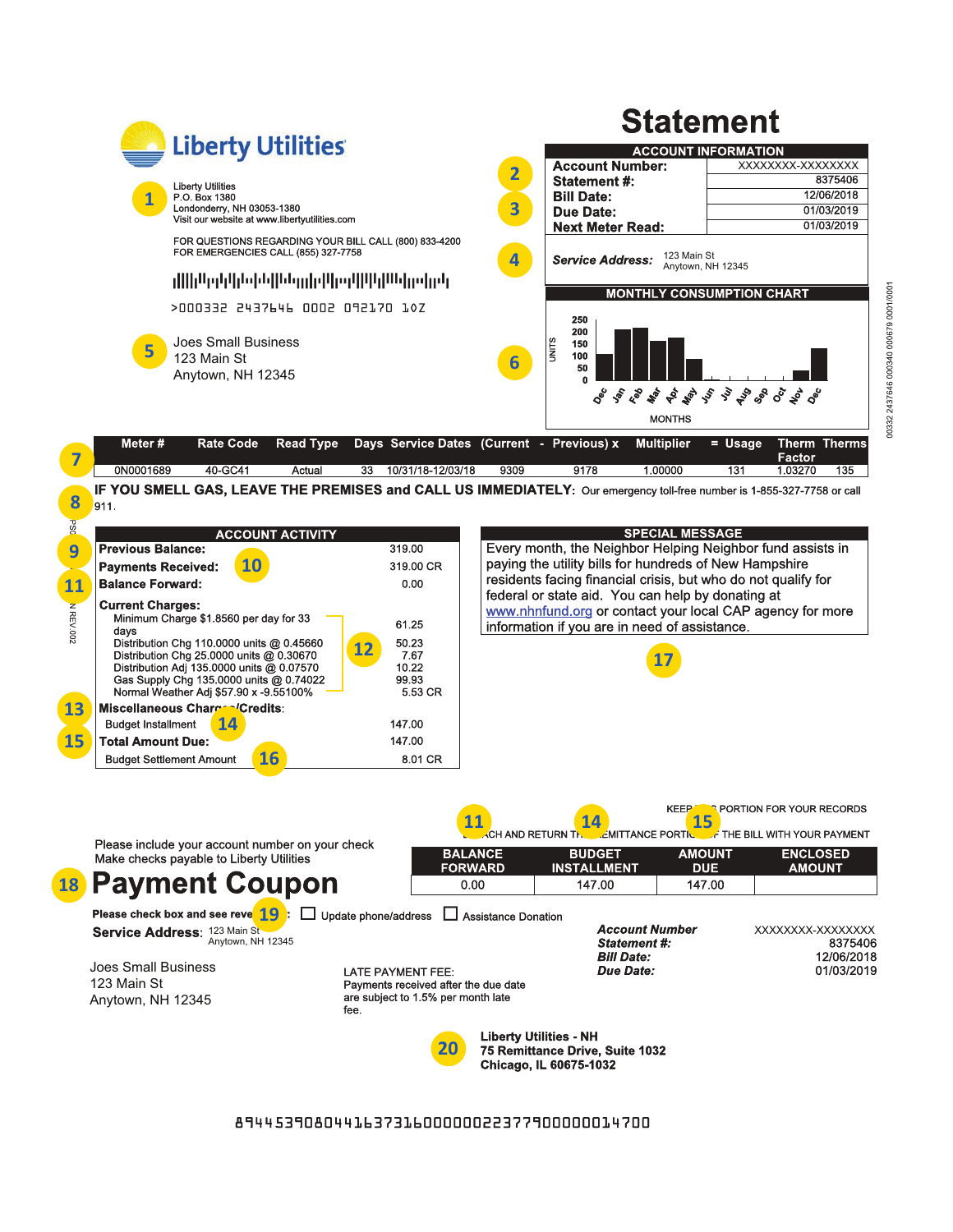# Statement

**Liberty Utilities**

1

Liberty Utilities
P.O. Box 1380
Londonderry, NH 03053-1380
Visit our website at www.libertyutilities.com

FOR QUESTIONS REGARDING YOUR BILL CALL (800) 833-4200
FOR EMERGENCIES CALL (855) 327-7758

>000332 2437646 0002 092170 10Z

5

Joes Small Business
123 Main St
Anytown, NH 12345

## ACCOUNT INFORMATION

| | |
|---|---|
| **Account Number:** | XXXXXXXX-XXXXXXXX |
| **Statement #:** | 8375406 |
| **Bill Date:** | 12/06/2018 |
| **Due Date:** | 01/03/2019 |
| **Next Meter Read:** | 01/03/2019 |

2 3

4 ***Service Address:*** 123 Main St, Anytown, NH 12345

## MONTHLY CONSUMPTION CHART

6

UNITS: 250, 200, 150, 100, 50, 0

MONTHS: Dec, Jan, Feb, Mar, Apr, May, Jun, Jul, Aug, Sep, Oct, Nov, Dec

7

| Meter # | Rate Code | Read Type | Days | Service Dates | (Current | - Previous) x | Multiplier | = Usage | Therm Factor | Therms |
|---|---|---|---|---|---|---|---|---|---|---|
| 0N0001689 | 40-GC41 | Actual | 33 | 10/31/18-12/03/18 | 9309 | 9178 | 1.00000 | 131 | 1.03270 | 135 |

8 **IF YOU SMELL GAS, LEAVE THE PREMISES and CALL US IMMEDIATELY:** Our emergency toll-free number is 1-855-327-7758 or call 911.

## ACCOUNT ACTIVITY

| | |
|---|---|
| 9 **Previous Balance:** | 319.00 |
| **Payments Received:** 10 | 319.00 CR |
| 11 **Balance Forward:** | 0.00 |
| **Current Charges:** | |
| Minimum Charge $1.8560 per day for 33 days | 61.25 |
| Distribution Chg 110.0000 units @ 0.45660 | 50.23 |
| Distribution Chg 25.0000 units @ 0.30670 | 7.67 |
| Distribution Adj 135.0000 units @ 0.07570 | 10.22 |
| Gas Supply Chg 135.0000 units @ 0.74022 | 99.93 |
| Normal Weather Adj $57.90 x -9.55100% | 5.53 CR |
| 13 **Miscellaneous Charges/Credits:** | |
| Budget Installment 14 | 147.00 |
| 15 **Total Amount Due:** | 147.00 |
| Budget Settlement Amount 16 | 8.01 CR |

12

## SPECIAL MESSAGE

Every month, the Neighbor Helping Neighbor fund assists in paying the utility bills for hundreds of New Hampshire residents facing financial crisis, but who do not qualify for federal or state aid. You can help by donating at www.nhnfund.org or contact your local CAP agency for more information if you are in need of assistance.

17

---

KEEP THIS PORTION FOR YOUR RECORDS

DETACH AND RETURN THIS REMITTANCE PORTION OF THE BILL WITH YOUR PAYMENT

11 14 15

Please include your account number on your check
Make checks payable to Liberty Utilities

| BALANCE FORWARD | BUDGET INSTALLMENT | AMOUNT DUE | ENCLOSED AMOUNT |
|---|---|---|---|
| 0.00 | 147.00 | 147.00 | |

# 18 Payment Coupon

**Please check box and see reverse** 19: ☐ Update phone/address ☐ Assistance Donation

**Service Address:** 123 Main St, Anytown, NH 12345

| | |
|---|---|
| ***Account Number*** | XXXXXXXX-XXXXXXXX |
| ***Statement #:*** | 8375406 |
| ***Bill Date:*** | 12/06/2018 |
| ***Due Date:*** | 01/03/2019 |

Joes Small Business
123 Main St
Anytown, NH 12345

LATE PAYMENT FEE:
Payments received after the due date are subject to 1.5% per month late fee.

20

**Liberty Utilities - NH**
**75 Remittance Drive, Suite 1032**
**Chicago, IL 60675-1032**

894453908044163731600000022377900000014700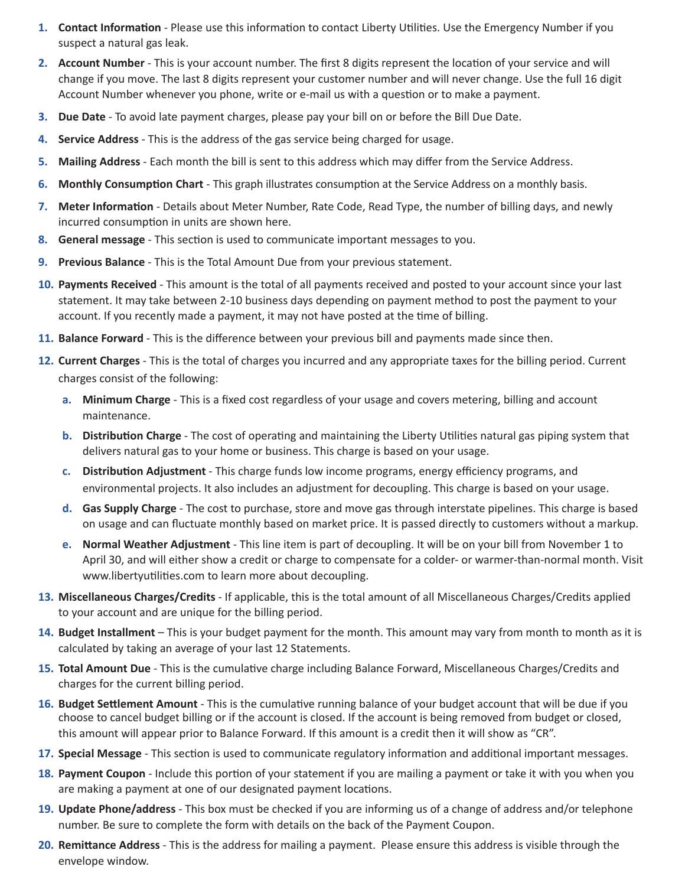1. **Contact Information** - Please use this information to contact Liberty Utilities. Use the Emergency Number if you suspect a natural gas leak.
2. **Account Number** - This is your account number. The first 8 digits represent the location of your service and will change if you move. The last 8 digits represent your customer number and will never change. Use the full 16 digit Account Number whenever you phone, write or e-mail us with a question or to make a payment.
3. **Due Date** - To avoid late payment charges, please pay your bill on or before the Bill Due Date.
4. **Service Address** - This is the address of the gas service being charged for usage.
5. **Mailing Address** - Each month the bill is sent to this address which may differ from the Service Address.
6. **Monthly Consumption Chart** - This graph illustrates consumption at the Service Address on a monthly basis.
7. **Meter Information** - Details about Meter Number, Rate Code, Read Type, the number of billing days, and newly incurred consumption in units are shown here.
8. **General message** - This section is used to communicate important messages to you.
9. **Previous Balance** - This is the Total Amount Due from your previous statement.
10. **Payments Received** - This amount is the total of all payments received and posted to your account since your last statement. It may take between 2-10 business days depending on payment method to post the payment to your account. If you recently made a payment, it may not have posted at the time of billing.
11. **Balance Forward** - This is the difference between your previous bill and payments made since then.
12. **Current Charges** - This is the total of charges you incurred and any appropriate taxes for the billing period. Current charges consist of the following:
    a. **Minimum Charge** - This is a fixed cost regardless of your usage and covers metering, billing and account maintenance.
    b. **Distribution Charge** - The cost of operating and maintaining the Liberty Utilities natural gas piping system that delivers natural gas to your home or business. This charge is based on your usage.
    c. **Distribution Adjustment** - This charge funds low income programs, energy efficiency programs, and environmental projects. It also includes an adjustment for decoupling. This charge is based on your usage.
    d. **Gas Supply Charge** - The cost to purchase, store and move gas through interstate pipelines. This charge is based on usage and can fluctuate monthly based on market price. It is passed directly to customers without a markup.
    e. **Normal Weather Adjustment** - This line item is part of decoupling. It will be on your bill from November 1 to April 30, and will either show a credit or charge to compensate for a colder- or warmer-than-normal month. Visit www.libertyutilities.com to learn more about decoupling.
13. **Miscellaneous Charges/Credits** - If applicable, this is the total amount of all Miscellaneous Charges/Credits applied to your account and are unique for the billing period.
14. **Budget Installment** – This is your budget payment for the month. This amount may vary from month to month as it is calculated by taking an average of your last 12 Statements.
15. **Total Amount Due** - This is the cumulative charge including Balance Forward, Miscellaneous Charges/Credits and charges for the current billing period.
16. **Budget Settlement Amount** - This is the cumulative running balance of your budget account that will be due if you choose to cancel budget billing or if the account is closed. If the account is being removed from budget or closed, this amount will appear prior to Balance Forward. If this amount is a credit then it will show as "CR".
17. **Special Message** - This section is used to communicate regulatory information and additional important messages.
18. **Payment Coupon** - Include this portion of your statement if you are mailing a payment or take it with you when you are making a payment at one of our designated payment locations.
19. **Update Phone/address** - This box must be checked if you are informing us of a change of address and/or telephone number. Be sure to complete the form with details on the back of the Payment Coupon.
20. **Remittance Address** - This is the address for mailing a payment. Please ensure this address is visible through the envelope window.